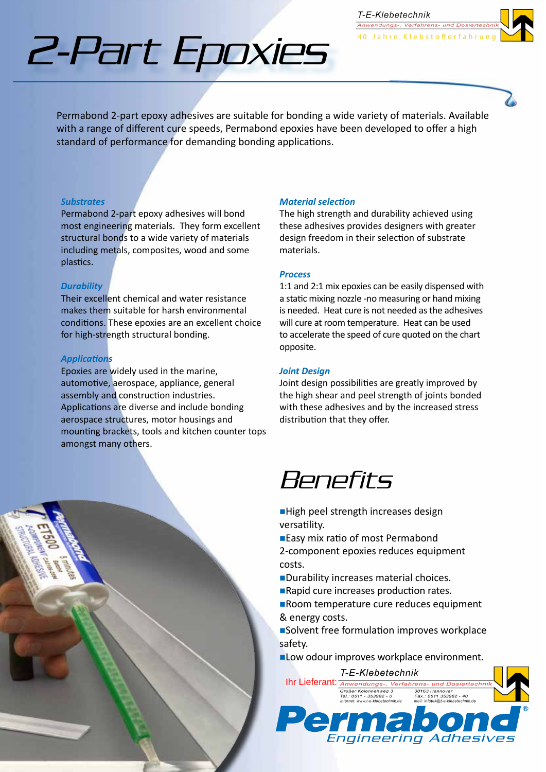T-E-Klebetechnik
Anwendungs-, Verfahrens- und Dosiertechnik
40 Jahre Klebstofferfahrung

# 2-Part Epoxies

Permabond 2-part epoxy adhesives are suitable for bonding a wide variety of materials. Available with a range of different cure speeds, Permabond epoxies have been developed to offer a high standard of performance for demanding bonding applications.

### *Substrates*

Permabond 2-part epoxy adhesives will bond most engineering materials. They form excellent structural bonds to a wide variety of materials including metals, composites, wood and some plastics.

### *Durability*

Their excellent chemical and water resistance makes them suitable for harsh environmental conditions. These epoxies are an excellent choice for high-strength structural bonding.

### *Applications*

Epoxies are widely used in the marine, automotive, aerospace, appliance, general assembly and construction industries. Applications are diverse and include bonding aerospace structures, motor housings and mounting brackets, tools and kitchen counter tops amongst many others.

### *Material selection*

The high strength and durability achieved using these adhesives provides designers with greater design freedom in their selection of substrate materials.

### *Process*

1:1 and 2:1 mix epoxies can be easily dispensed with a static mixing nozzle -no measuring or hand mixing is needed. Heat cure is not needed as the adhesives will cure at room temperature. Heat can be used to accelerate the speed of cure quoted on the chart opposite.

### *Joint Design*

Joint design possibilities are greatly improved by the high shear and peel strength of joints bonded with these adhesives and by the increased stress distribution that they offer.

## Benefits

- High peel strength increases design versatility.
- Easy mix ratio of most Permabond 2-component epoxies reduces equipment costs.
- Durability increases material choices.
- Rapid cure increases production rates.
- Room temperature cure reduces equipment & energy costs.
- Solvent free formulation improves workplace safety.
- Low odour improves workplace environment.

Ihr Lieferant: T-E-Klebetechnik
Anwendungs-, Verfahrens- und Dosiertechnik
Großer Kolonnenweg 3, 30163 Hannover
Tel.: 0511 - 353982 - 0, Fax.: 0511 353982 - 40
internet: www.t-e-klebetechnik.de, mail: infotek@t-e-klebetechnik.de

Permabond® Engineering Adhesives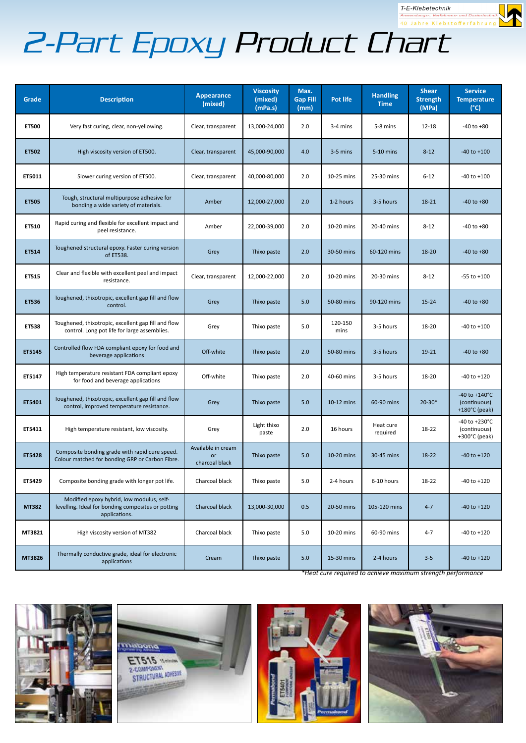# 2-Part Epoxy Product Chart

| Grade | Description | Appearance (mixed) | Viscosity (mixed) (mPa.s) | Max. Gap Fill (mm) | Pot life | Handling Time | Shear Strength (MPa) | Service Temperature (°C) |
|---|---|---|---|---|---|---|---|---|
| ET500 | Very fast curing, clear, non-yellowing. | Clear, transparent | 13,000-24,000 | 2.0 | 3-4 mins | 5-8 mins | 12-18 | -40 to +80 |
| ET502 | High viscosity version of ET500. | Clear, transparent | 45,000-90,000 | 4.0 | 3-5 mins | 5-10 mins | 8-12 | -40 to +100 |
| ET5011 | Slower curing version of ET500. | Clear, transparent | 40,000-80,000 | 2.0 | 10-25 mins | 25-30 mins | 6-12 | -40 to +100 |
| ET505 | Tough, structural multipurpose adhesive for bonding a wide variety of materials. | Amber | 12,000-27,000 | 2.0 | 1-2 hours | 3-5 hours | 18-21 | -40 to +80 |
| ET510 | Rapid curing and flexible for excellent impact and peel resistance. | Amber | 22,000-39,000 | 2.0 | 10-20 mins | 20-40 mins | 8-12 | -40 to +80 |
| ET514 | Toughened structural epoxy. Faster curing version of ET538. | Grey | Thixo paste | 2.0 | 30-50 mins | 60-120 mins | 18-20 | -40 to +80 |
| ET515 | Clear and flexible with excellent peel and impact resistance. | Clear, transparent | 12,000-22,000 | 2.0 | 10-20 mins | 20-30 mins | 8-12 | -55 to +100 |
| ET536 | Toughened, thixotropic, excellent gap fill and flow control. | Grey | Thixo paste | 5.0 | 50-80 mins | 90-120 mins | 15-24 | -40 to +80 |
| ET538 | Toughened, thixotropic, excellent gap fill and flow control. Long pot life for large assemblies. | Grey | Thixo paste | 5.0 | 120-150 mins | 3-5 hours | 18-20 | -40 to +100 |
| ET5145 | Controlled flow FDA compliant epoxy for food and beverage applications | Off-white | Thixo paste | 2.0 | 50-80 mins | 3-5 hours | 19-21 | -40 to +80 |
| ET5147 | High temperature resistant FDA compliant epoxy for food and beverage applications | Off-white | Thixo paste | 2.0 | 40-60 mins | 3-5 hours | 18-20 | -40 to +120 |
| ET5401 | Toughened, thixotropic, excellent gap fill and flow control, improved temperature resistance. | Grey | Thixo paste | 5.0 | 10-12 mins | 60-90 mins | 20-30* | -40 to +140°C (continuous) +180°C (peak) |
| ET5411 | High temperature resistant, low viscosity. | Grey | Light thixo paste | 2.0 | 16 hours | Heat cure required | 18-22 | -40 to +230°C (continuous) +300°C (peak) |
| ET5428 | Composite bonding grade with rapid cure speed. Colour matched for bonding GRP or Carbon Fibre. | Available in cream or charcoal black | Thixo paste | 5.0 | 10-20 mins | 30-45 mins | 18-22 | -40 to +120 |
| ET5429 | Composite bonding grade with longer pot life. | Charcoal black | Thixo paste | 5.0 | 2-4 hours | 6-10 hours | 18-22 | -40 to +120 |
| MT382 | Modified epoxy hybrid, low modulus, self-levelling. Ideal for bonding composites or potting applications. | Charcoal black | 13,000-30,000 | 0.5 | 20-50 mins | 105-120 mins | 4-7 | -40 to +120 |
| MT3821 | High viscosity version of MT382 | Charcoal black | Thixo paste | 5.0 | 10-20 mins | 60-90 mins | 4-7 | -40 to +120 |
| MT3826 | Thermally conductive grade, ideal for electronic applications | Cream | Thixo paste | 5.0 | 15-30 mins | 2-4 hours | 3-5 | -40 to +120 |

*\*Heat cure required to achieve maximum strength performance*